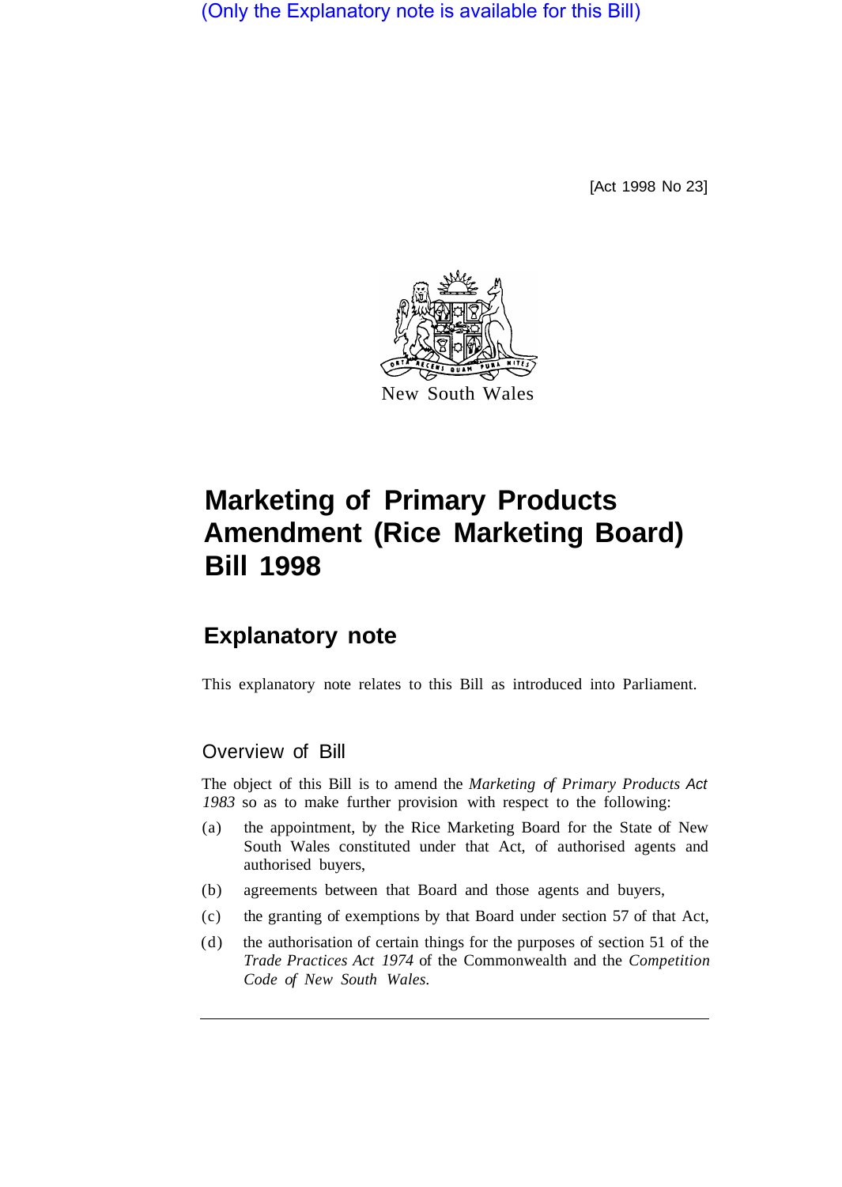(Only the Explanatory note is available for this Bill)

[Act 1998 No 23]

New South Wales

# Marketing of Primary Products Amendment (Rice Marketing Board) Bill 1998

## Explanatory note

This explanatory note relates to this Bill as introduced into Parliament.

### Overview of Bill

The object of this Bill is to amend the *Marketing of Primary Products Act 1983* so as to make further provision with respect to the following:

(a) the appointment, by the Rice Marketing Board for the State of New South Wales constituted under that Act, of authorised agents and authorised buyers,

(b) agreements between that Board and those agents and buyers,

(c) the granting of exemptions by that Board under section 57 of that Act,

(d) the authorisation of certain things for the purposes of section 51 of the *Trade Practices Act 1974* of the Commonwealth and the *Competition Code of New South Wales.*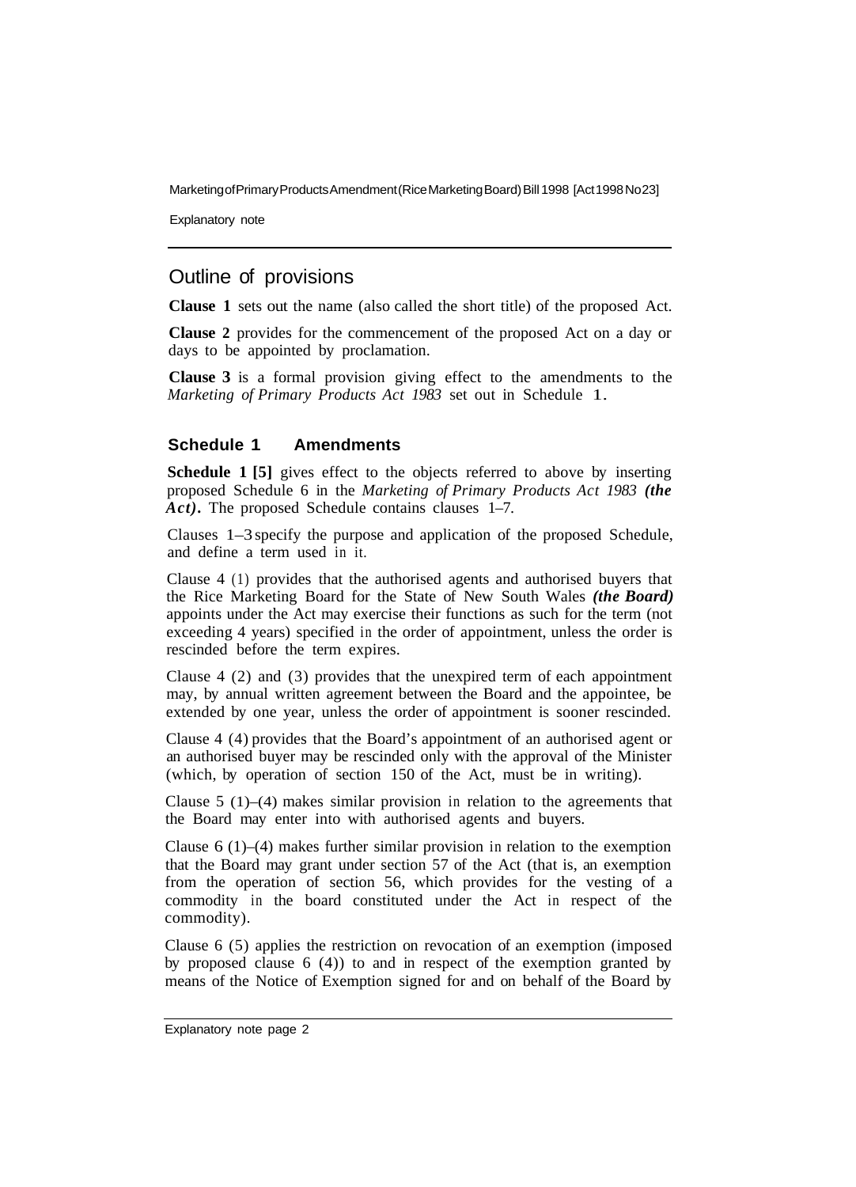## Outline of provisions

**Clause 1** sets out the name (also called the short title) of the proposed Act.

**Clause 2** provides for the commencement of the proposed Act on a day or days to be appointed by proclamation.

**Clause 3** is a formal provision giving effect to the amendments to the *Marketing of Primary Products Act 1983* set out in Schedule 1.

### Schedule 1 Amendments

**Schedule 1 [5]** gives effect to the objects referred to above by inserting proposed Schedule 6 in the *Marketing of Primary Products Act 1983* ***(the Act)***. The proposed Schedule contains clauses 1–7.

Clauses 1–3 specify the purpose and application of the proposed Schedule, and define a term used in it.

Clause 4 (1) provides that the authorised agents and authorised buyers that the Rice Marketing Board for the State of New South Wales ***(the Board)*** appoints under the Act may exercise their functions as such for the term (not exceeding 4 years) specified in the order of appointment, unless the order is rescinded before the term expires.

Clause 4 (2) and (3) provides that the unexpired term of each appointment may, by annual written agreement between the Board and the appointee, be extended by one year, unless the order of appointment is sooner rescinded.

Clause 4 (4) provides that the Board's appointment of an authorised agent or an authorised buyer may be rescinded only with the approval of the Minister (which, by operation of section 150 of the Act, must be in writing).

Clause 5 (1)–(4) makes similar provision in relation to the agreements that the Board may enter into with authorised agents and buyers.

Clause 6 (1)–(4) makes further similar provision in relation to the exemption that the Board may grant under section 57 of the Act (that is, an exemption from the operation of section 56, which provides for the vesting of a commodity in the board constituted under the Act in respect of the commodity).

Clause 6 (5) applies the restriction on revocation of an exemption (imposed by proposed clause 6 (4)) to and in respect of the exemption granted by means of the Notice of Exemption signed for and on behalf of the Board by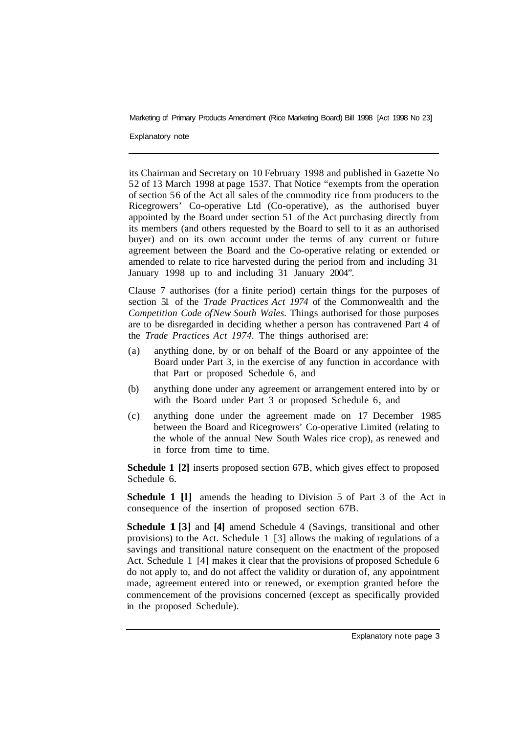its Chairman and Secretary on 10 February 1998 and published in Gazette No 52 of 13 March 1998 at page 1537. That Notice "exempts from the operation of section 56 of the Act all sales of the commodity rice from producers to the Ricegrowers' Co-operative Ltd (Co-operative), as the authorised buyer appointed by the Board under section 51 of the Act purchasing directly from its members (and others requested by the Board to sell to it as an authorised buyer) and on its own account under the terms of any current or future agreement between the Board and the Co-operative relating or extended or amended to relate to rice harvested during the period from and including 31 January 1998 up to and including 31 January 2004".

Clause 7 authorises (for a finite period) certain things for the purposes of section 51 of the *Trade Practices Act 1974* of the Commonwealth and the *Competition Code of New South Wales*. Things authorised for those purposes are to be disregarded in deciding whether a person has contravened Part 4 of the *Trade Practices Act 1974*. The things authorised are:

(a) anything done, by or on behalf of the Board or any appointee of the Board under Part 3, in the exercise of any function in accordance with that Part or proposed Schedule 6, and

(b) anything done under any agreement or arrangement entered into by or with the Board under Part 3 or proposed Schedule 6, and

(c) anything done under the agreement made on 17 December 1985 between the Board and Ricegrowers' Co-operative Limited (relating to the whole of the annual New South Wales rice crop), as renewed and in force from time to time.

**Schedule 1 [2]** inserts proposed section 67B, which gives effect to proposed Schedule 6.

**Schedule 1 [1]** amends the heading to Division 5 of Part 3 of the Act in consequence of the insertion of proposed section 67B.

**Schedule 1 [3]** and **[4]** amend Schedule 4 (Savings, transitional and other provisions) to the Act. Schedule 1 [3] allows the making of regulations of a savings and transitional nature consequent on the enactment of the proposed Act. Schedule 1 [4] makes it clear that the provisions of proposed Schedule 6 do not apply to, and do not affect the validity or duration of, any appointment made, agreement entered into or renewed, or exemption granted before the commencement of the provisions concerned (except as specifically provided in the proposed Schedule).